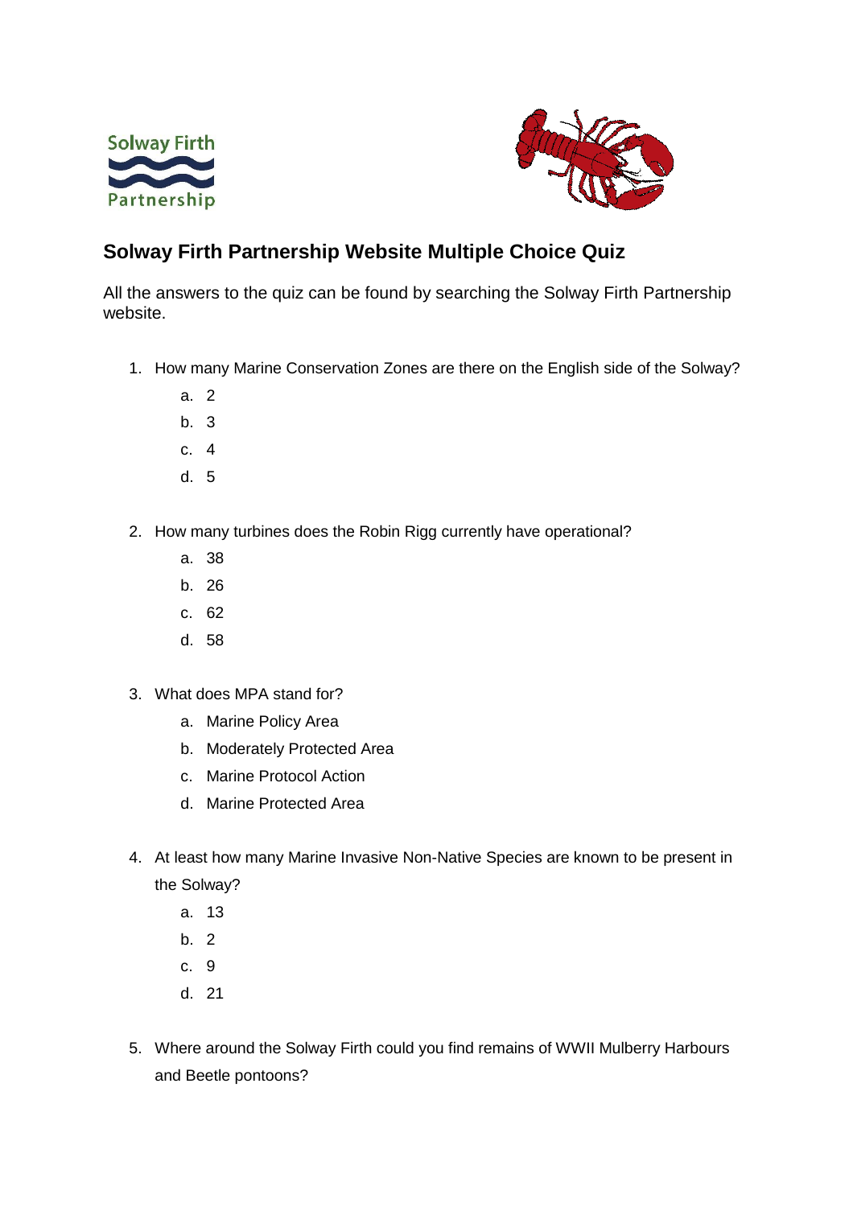Solway Firth Partnership

# Solway Firth Partnership Website Multiple Choice Quiz

All the answers to the quiz can be found by searching the Solway Firth Partnership website.

1. How many Marine Conservation Zones are there on the English side of the Solway?
    a. 2
    b. 3
    c. 4
    d. 5

2. How many turbines does the Robin Rigg currently have operational?
    a. 38
    b. 26
    c. 62
    d. 58

3. What does MPA stand for?
    a. Marine Policy Area
    b. Moderately Protected Area
    c. Marine Protocol Action
    d. Marine Protected Area

4. At least how many Marine Invasive Non-Native Species are known to be present in the Solway?
    a. 13
    b. 2
    c. 9
    d. 21

5. Where around the Solway Firth could you find remains of WWII Mulberry Harbours and Beetle pontoons?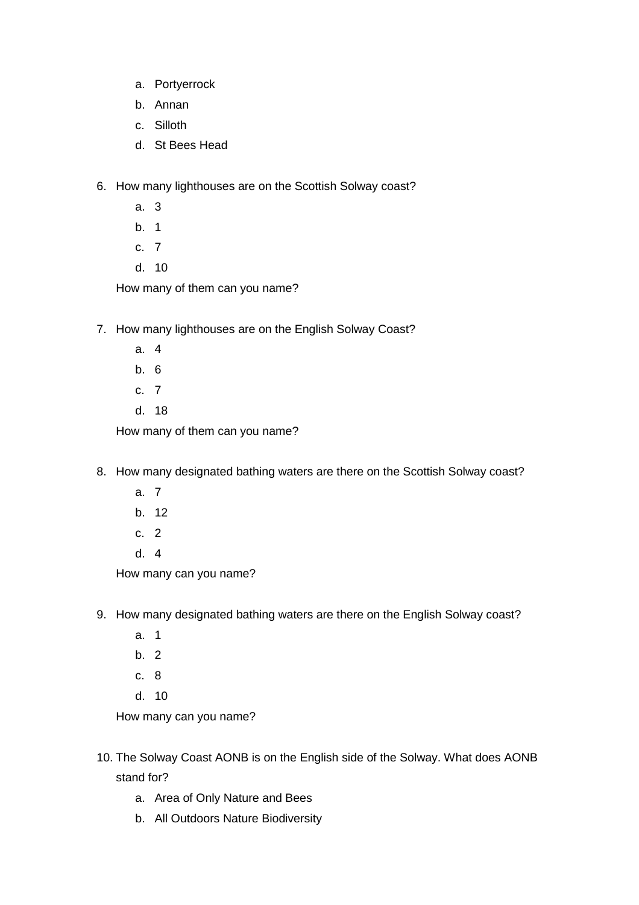a. Portyerrock
   b. Annan
   c. Silloth
   d. St Bees Head

6. How many lighthouses are on the Scottish Solway coast?
   a. 3
   b. 1
   c. 7
   d. 10

   How many of them can you name?

7. How many lighthouses are on the English Solway Coast?
   a. 4
   b. 6
   c. 7
   d. 18

   How many of them can you name?

8. How many designated bathing waters are there on the Scottish Solway coast?
   a. 7
   b. 12
   c. 2
   d. 4

   How many can you name?

9. How many designated bathing waters are there on the English Solway coast?
   a. 1
   b. 2
   c. 8
   d. 10

   How many can you name?

10. The Solway Coast AONB is on the English side of the Solway. What does AONB stand for?
    a. Area of Only Nature and Bees
    b. All Outdoors Nature Biodiversity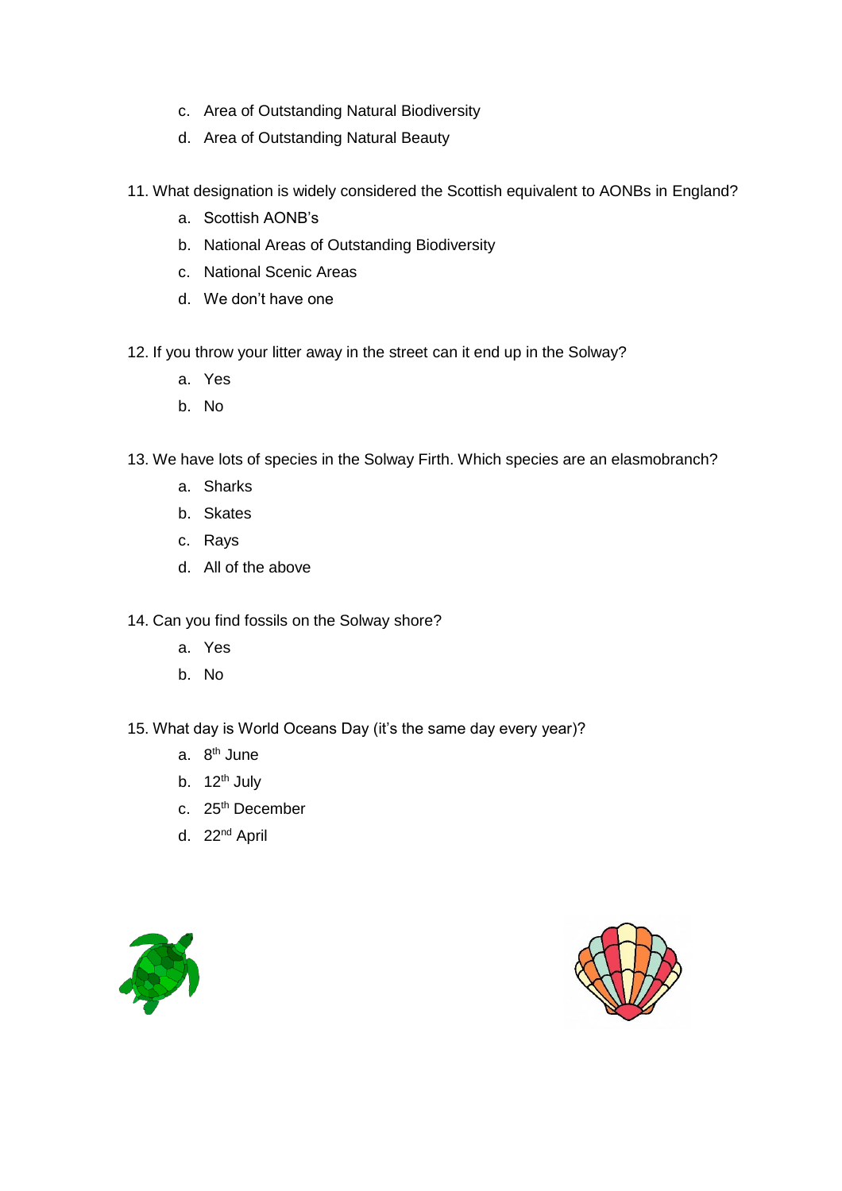c. Area of Outstanding Natural Biodiversity
d. Area of Outstanding Natural Beauty

11. What designation is widely considered the Scottish equivalent to AONBs in England?
    a. Scottish AONB's
    b. National Areas of Outstanding Biodiversity
    c. National Scenic Areas
    d. We don't have one

12. If you throw your litter away in the street can it end up in the Solway?
    a. Yes
    b. No

13. We have lots of species in the Solway Firth. Which species are an elasmobranch?
    a. Sharks
    b. Skates
    c. Rays
    d. All of the above

14. Can you find fossils on the Solway shore?
    a. Yes
    b. No

15. What day is World Oceans Day (it's the same day every year)?
    a. 8th June
    b. 12th July
    c. 25th December
    d. 22nd April